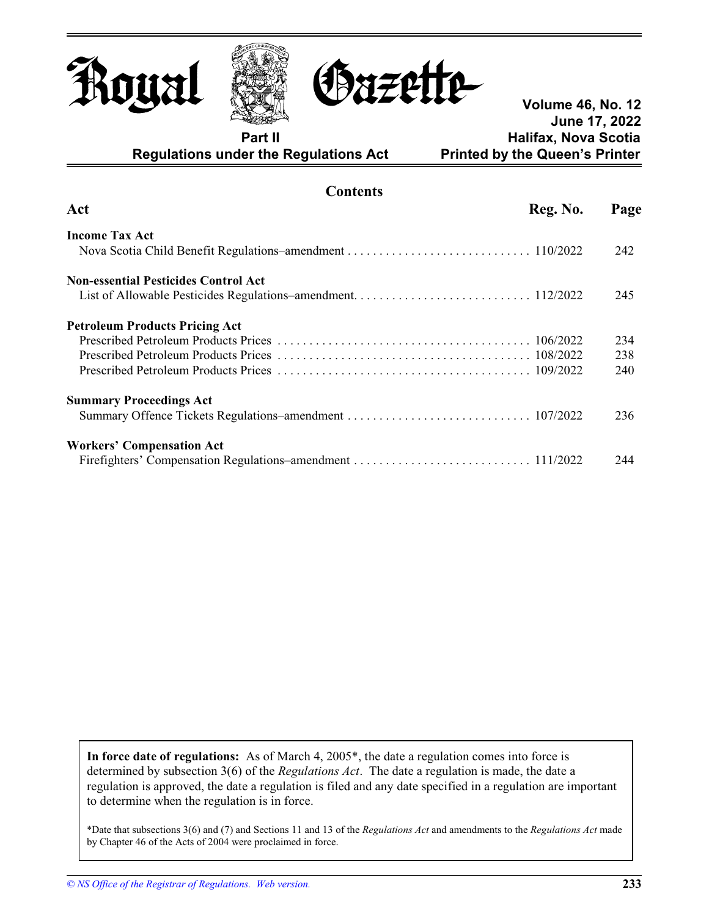# Royal Gazette

**Part II**
**Regulations under the Regulations Act**

**Volume 46, No. 12**
**June 17, 2022**
**Halifax, Nova Scotia**
**Printed by the Queen's Printer**

## Contents

| Act | Reg. No. | Page |
|---|---|---|
| **Income Tax Act** | | |
| Nova Scotia Child Benefit Regulations–amendment | 110/2022 | 242 |
| **Non-essential Pesticides Control Act** | | |
| List of Allowable Pesticides Regulations–amendment | 112/2022 | 245 |
| **Petroleum Products Pricing Act** | | |
| Prescribed Petroleum Products Prices | 106/2022 | 234 |
| Prescribed Petroleum Products Prices | 108/2022 | 238 |
| Prescribed Petroleum Products Prices | 109/2022 | 240 |
| **Summary Proceedings Act** | | |
| Summary Offence Tickets Regulations–amendment | 107/2022 | 236 |
| **Workers' Compensation Act** | | |
| Firefighters' Compensation Regulations–amendment | 111/2022 | 244 |

**In force date of regulations:** As of March 4, 2005*, the date a regulation comes into force is determined by subsection 3(6) of the *Regulations Act*. The date a regulation is made, the date a regulation is approved, the date a regulation is filed and any date specified in a regulation are important to determine when the regulation is in force.

*Date that subsections 3(6) and (7) and Sections 11 and 13 of the *Regulations Act* and amendments to the *Regulations Act* made by Chapter 46 of the Acts of 2004 were proclaimed in force.

*© NS Office of the Registrar of Regulations. Web version.*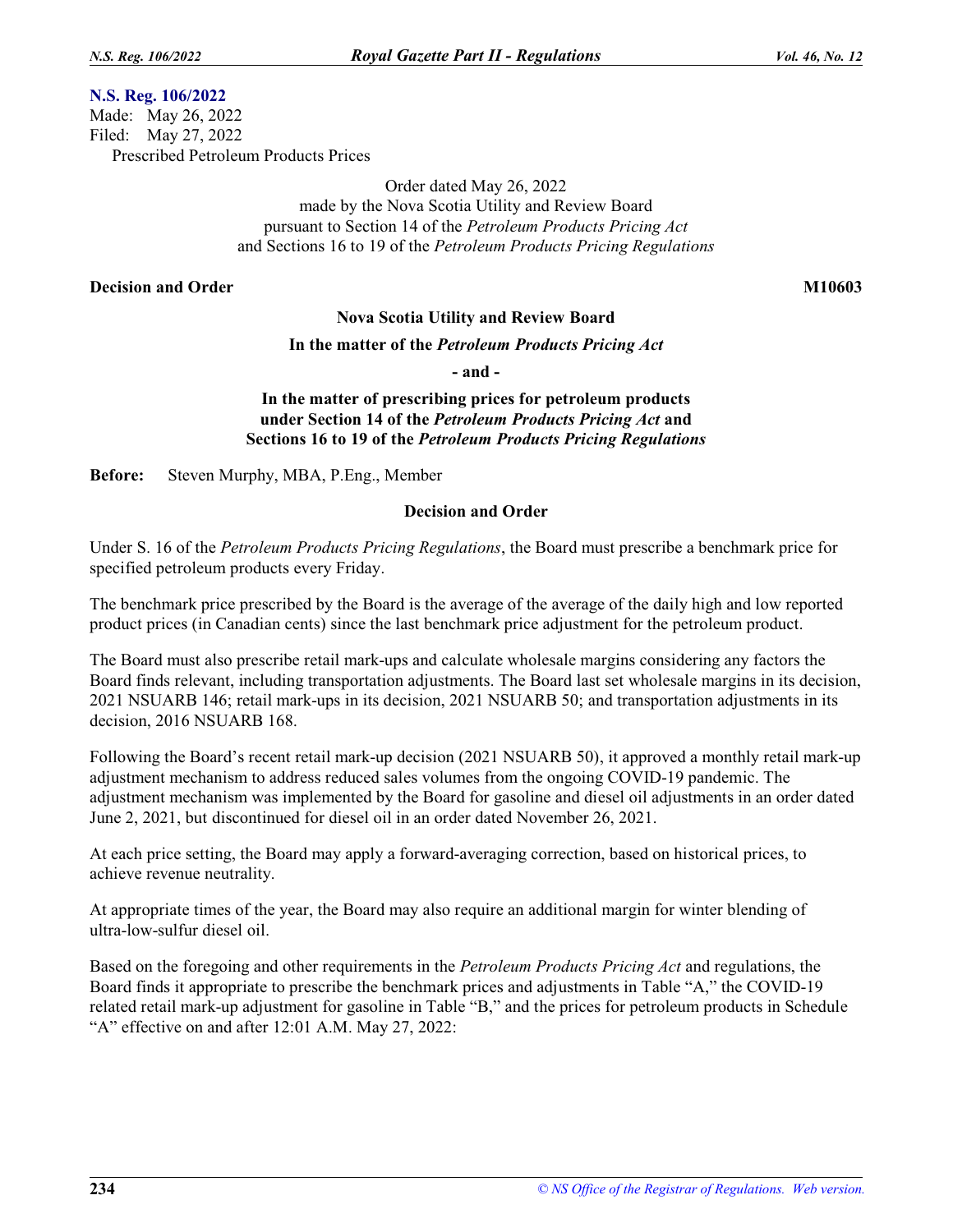**N.S. Reg. 106/2022**
Made: May 26, 2022
Filed: May 27, 2022
Prescribed Petroleum Products Prices

Order dated May 26, 2022
made by the Nova Scotia Utility and Review Board
pursuant to Section 14 of the *Petroleum Products Pricing Act*
and Sections 16 to 19 of the *Petroleum Products Pricing Regulations*

**Decision and Order** **M10603**

**Nova Scotia Utility and Review Board**

**In the matter of the *Petroleum Products Pricing Act***

**- and -**

**In the matter of prescribing prices for petroleum products under Section 14 of the *Petroleum Products Pricing Act* and Sections 16 to 19 of the *Petroleum Products Pricing Regulations***

**Before:** Steven Murphy, MBA, P.Eng., Member

**Decision and Order**

Under S. 16 of the *Petroleum Products Pricing Regulations*, the Board must prescribe a benchmark price for specified petroleum products every Friday.

The benchmark price prescribed by the Board is the average of the average of the daily high and low reported product prices (in Canadian cents) since the last benchmark price adjustment for the petroleum product.

The Board must also prescribe retail mark-ups and calculate wholesale margins considering any factors the Board finds relevant, including transportation adjustments. The Board last set wholesale margins in its decision, 2021 NSUARB 146; retail mark-ups in its decision, 2021 NSUARB 50; and transportation adjustments in its decision, 2016 NSUARB 168.

Following the Board's recent retail mark-up decision (2021 NSUARB 50), it approved a monthly retail mark-up adjustment mechanism to address reduced sales volumes from the ongoing COVID-19 pandemic. The adjustment mechanism was implemented by the Board for gasoline and diesel oil adjustments in an order dated June 2, 2021, but discontinued for diesel oil in an order dated November 26, 2021.

At each price setting, the Board may apply a forward-averaging correction, based on historical prices, to achieve revenue neutrality.

At appropriate times of the year, the Board may also require an additional margin for winter blending of ultra-low-sulfur diesel oil.

Based on the foregoing and other requirements in the *Petroleum Products Pricing Act* and regulations, the Board finds it appropriate to prescribe the benchmark prices and adjustments in Table "A," the COVID-19 related retail mark-up adjustment for gasoline in Table "B," and the prices for petroleum products in Schedule "A" effective on and after 12:01 A.M. May 27, 2022: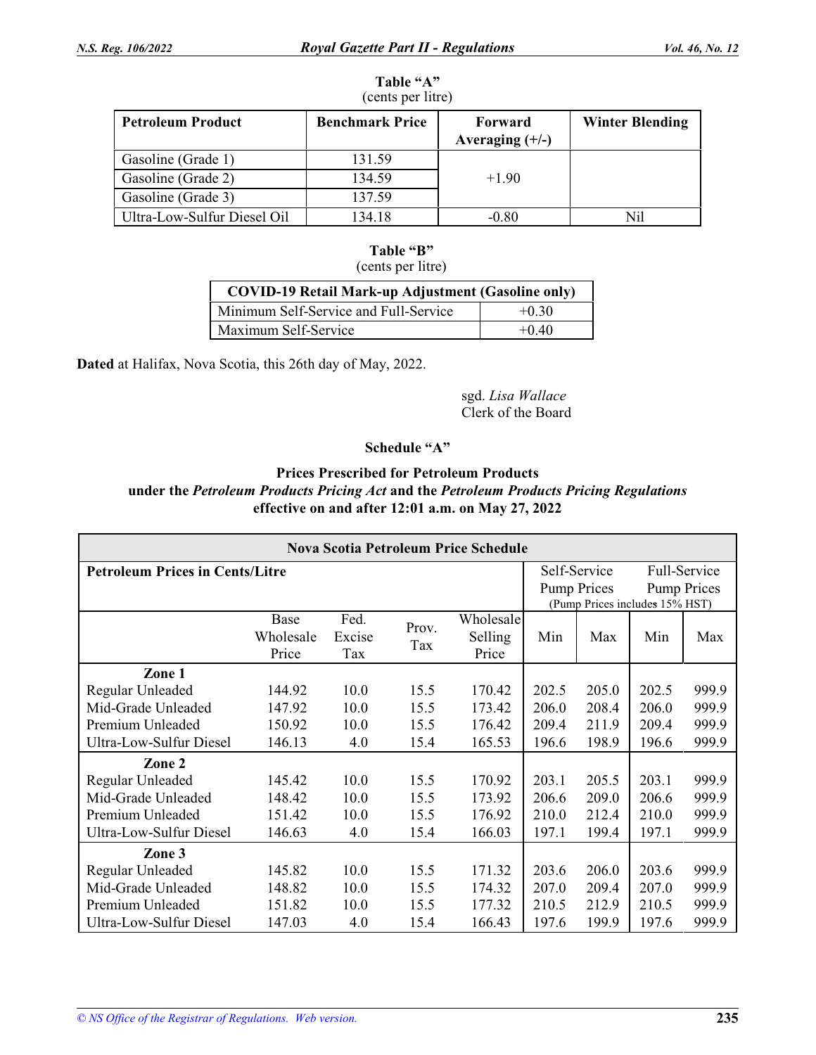**Table "A"**
(cents per litre)

| Petroleum Product | Benchmark Price | Forward Averaging (+/-) | Winter Blending |
|---|---|---|---|
| Gasoline (Grade 1) | 131.59 | +1.90 | |
| Gasoline (Grade 2) | 134.59 | | |
| Gasoline (Grade 3) | 137.59 | | |
| Ultra-Low-Sulfur Diesel Oil | 134.18 | -0.80 | Nil |

**Table "B"**
(cents per litre)

| COVID-19 Retail Mark-up Adjustment (Gasoline only) | |
|---|---|
| Minimum Self-Service and Full-Service | +0.30 |
| Maximum Self-Service | +0.40 |

**Dated** at Halifax, Nova Scotia, this 26th day of May, 2022.

sgd. *Lisa Wallace*
Clerk of the Board

## Schedule "A"

### Prices Prescribed for Petroleum Products under the *Petroleum Products Pricing Act* and the *Petroleum Products Pricing Regulations* effective on and after 12:01 a.m. on May 27, 2022

| Nova Scotia Petroleum Price Schedule | | | | | | | | |
|---|---|---|---|---|---|---|---|---|
| **Petroleum Prices in Cents/Litre** | | | | | Self-Service Pump Prices (Pump Prices includes 15% HST) | | Full-Service Pump Prices | |
| | Base Wholesale Price | Fed. Excise Tax | Prov. Tax | Wholesale Selling Price | Min | Max | Min | Max |
| **Zone 1** | | | | | | | | |
| Regular Unleaded | 144.92 | 10.0 | 15.5 | 170.42 | 202.5 | 205.0 | 202.5 | 999.9 |
| Mid-Grade Unleaded | 147.92 | 10.0 | 15.5 | 173.42 | 206.0 | 208.4 | 206.0 | 999.9 |
| Premium Unleaded | 150.92 | 10.0 | 15.5 | 176.42 | 209.4 | 211.9 | 209.4 | 999.9 |
| Ultra-Low-Sulfur Diesel | 146.13 | 4.0 | 15.4 | 165.53 | 196.6 | 198.9 | 196.6 | 999.9 |
| **Zone 2** | | | | | | | | |
| Regular Unleaded | 145.42 | 10.0 | 15.5 | 170.92 | 203.1 | 205.5 | 203.1 | 999.9 |
| Mid-Grade Unleaded | 148.42 | 10.0 | 15.5 | 173.92 | 206.6 | 209.0 | 206.6 | 999.9 |
| Premium Unleaded | 151.42 | 10.0 | 15.5 | 176.92 | 210.0 | 212.4 | 210.0 | 999.9 |
| Ultra-Low-Sulfur Diesel | 146.63 | 4.0 | 15.4 | 166.03 | 197.1 | 199.4 | 197.1 | 999.9 |
| **Zone 3** | | | | | | | | |
| Regular Unleaded | 145.82 | 10.0 | 15.5 | 171.32 | 203.6 | 206.0 | 203.6 | 999.9 |
| Mid-Grade Unleaded | 148.82 | 10.0 | 15.5 | 174.32 | 207.0 | 209.4 | 207.0 | 999.9 |
| Premium Unleaded | 151.82 | 10.0 | 15.5 | 177.32 | 210.5 | 212.9 | 210.5 | 999.9 |
| Ultra-Low-Sulfur Diesel | 147.03 | 4.0 | 15.4 | 166.43 | 197.6 | 199.9 | 197.6 | 999.9 |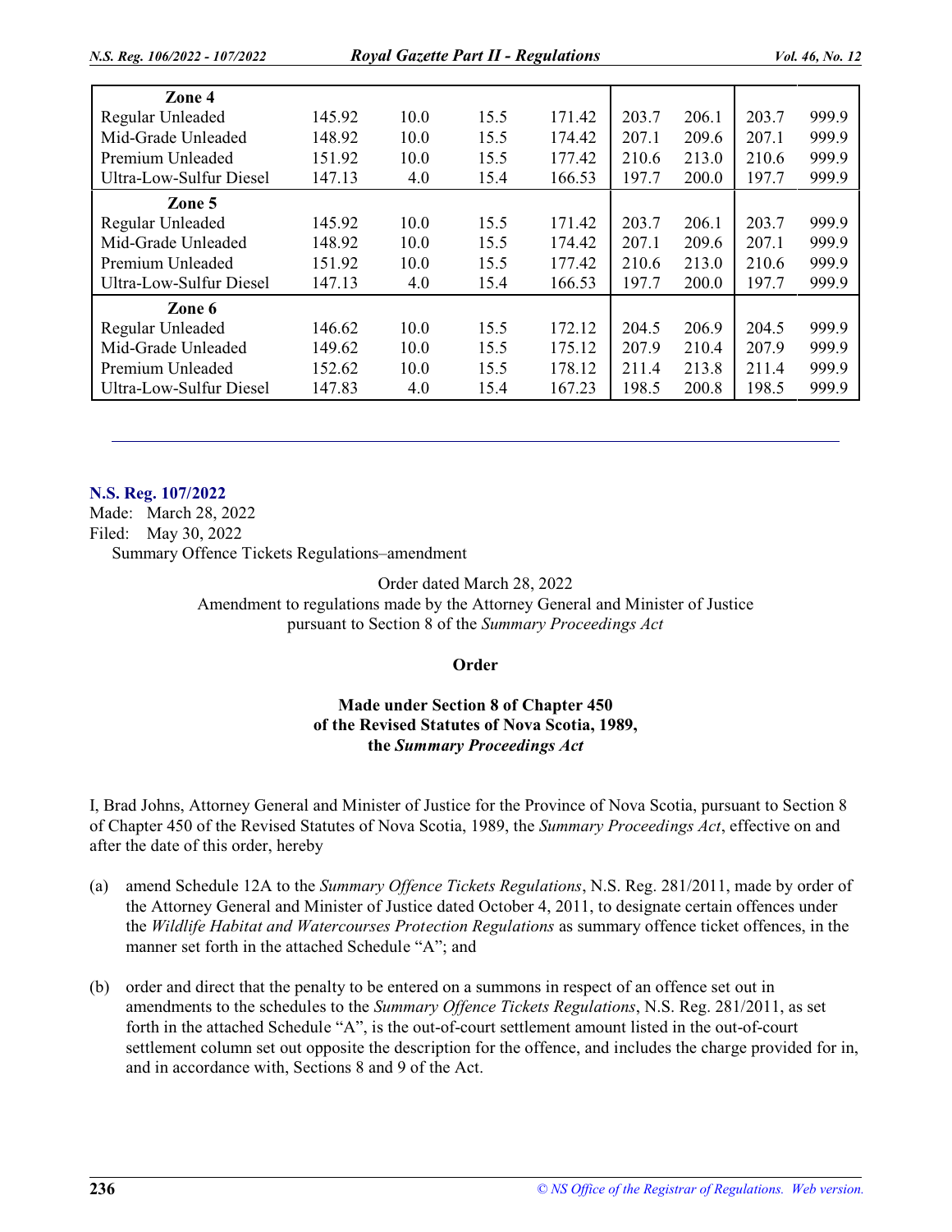| | | | | | | | | |
|---|---|---|---|---|---|---|---|---|
| **Zone 4** | | | | | | | | |
| Regular Unleaded | 145.92 | 10.0 | 15.5 | 171.42 | 203.7 | 206.1 | 203.7 | 999.9 |
| Mid-Grade Unleaded | 148.92 | 10.0 | 15.5 | 174.42 | 207.1 | 209.6 | 207.1 | 999.9 |
| Premium Unleaded | 151.92 | 10.0 | 15.5 | 177.42 | 210.6 | 213.0 | 210.6 | 999.9 |
| Ultra-Low-Sulfur Diesel | 147.13 | 4.0 | 15.4 | 166.53 | 197.7 | 200.0 | 197.7 | 999.9 |
| **Zone 5** | | | | | | | | |
| Regular Unleaded | 145.92 | 10.0 | 15.5 | 171.42 | 203.7 | 206.1 | 203.7 | 999.9 |
| Mid-Grade Unleaded | 148.92 | 10.0 | 15.5 | 174.42 | 207.1 | 209.6 | 207.1 | 999.9 |
| Premium Unleaded | 151.92 | 10.0 | 15.5 | 177.42 | 210.6 | 213.0 | 210.6 | 999.9 |
| Ultra-Low-Sulfur Diesel | 147.13 | 4.0 | 15.4 | 166.53 | 197.7 | 200.0 | 197.7 | 999.9 |
| **Zone 6** | | | | | | | | |
| Regular Unleaded | 146.62 | 10.0 | 15.5 | 172.12 | 204.5 | 206.9 | 204.5 | 999.9 |
| Mid-Grade Unleaded | 149.62 | 10.0 | 15.5 | 175.12 | 207.9 | 210.4 | 207.9 | 999.9 |
| Premium Unleaded | 152.62 | 10.0 | 15.5 | 178.12 | 211.4 | 213.8 | 211.4 | 999.9 |
| Ultra-Low-Sulfur Diesel | 147.83 | 4.0 | 15.4 | 167.23 | 198.5 | 200.8 | 198.5 | 999.9 |

---

**N.S. Reg. 107/2022**

Made: March 28, 2022

Filed: May 30, 2022

Summary Offence Tickets Regulations–amendment

Order dated March 28, 2022
Amendment to regulations made by the Attorney General and Minister of Justice
pursuant to Section 8 of the *Summary Proceedings Act*

**Order**

**Made under Section 8 of Chapter 450
of the Revised Statutes of Nova Scotia, 1989,
the *Summary Proceedings Act***

I, Brad Johns, Attorney General and Minister of Justice for the Province of Nova Scotia, pursuant to Section 8 of Chapter 450 of the Revised Statutes of Nova Scotia, 1989, the *Summary Proceedings Act*, effective on and after the date of this order, hereby

(a) amend Schedule 12A to the *Summary Offence Tickets Regulations*, N.S. Reg. 281/2011, made by order of the Attorney General and Minister of Justice dated October 4, 2011, to designate certain offences under the *Wildlife Habitat and Watercourses Protection Regulations* as summary offence ticket offences, in the manner set forth in the attached Schedule "A"; and

(b) order and direct that the penalty to be entered on a summons in respect of an offence set out in amendments to the schedules to the *Summary Offence Tickets Regulations*, N.S. Reg. 281/2011, as set forth in the attached Schedule "A", is the out-of-court settlement amount listed in the out-of-court settlement column set out opposite the description for the offence, and includes the charge provided for in, and in accordance with, Sections 8 and 9 of the Act.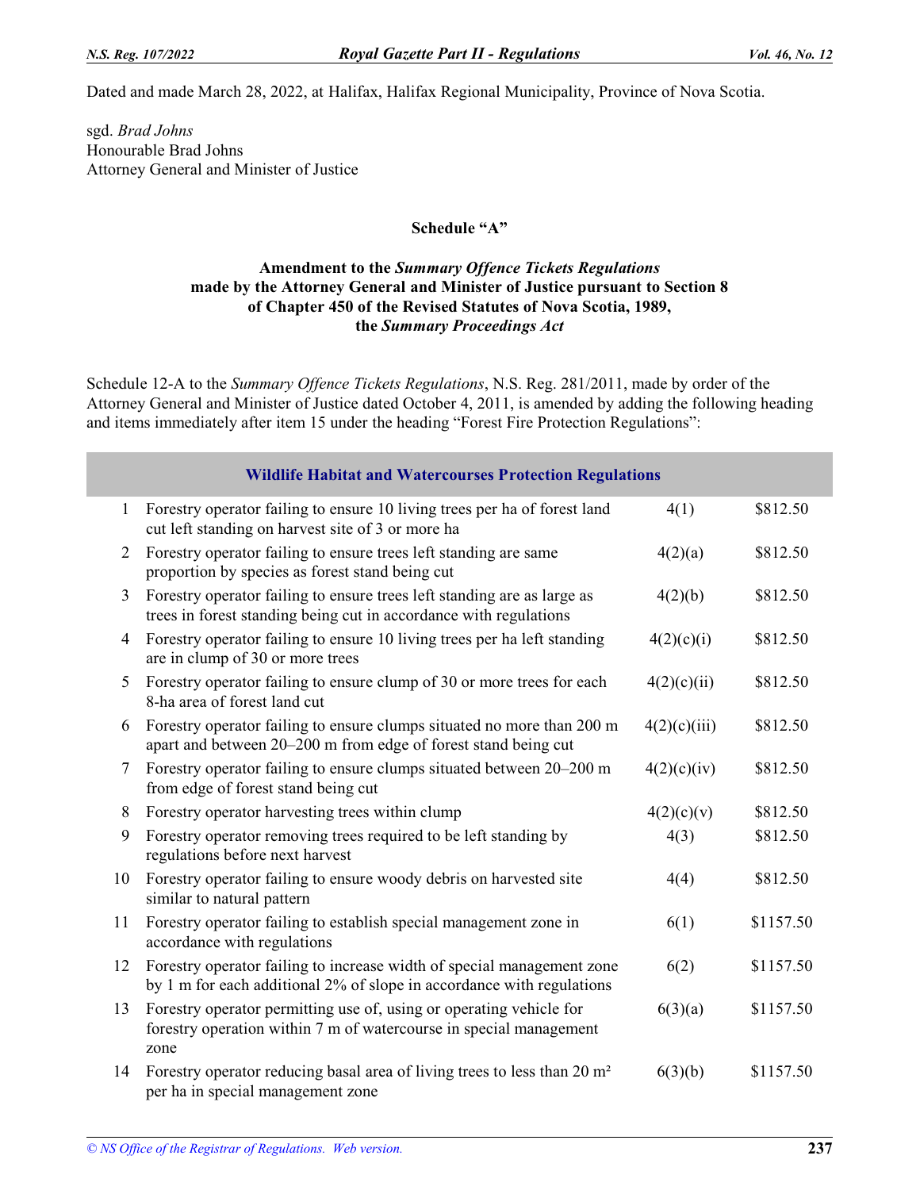Dated and made March 28, 2022, at Halifax, Halifax Regional Municipality, Province of Nova Scotia.

sgd. *Brad Johns*
Honourable Brad Johns
Attorney General and Minister of Justice

**Schedule "A"**

**Amendment to the *Summary Offence Tickets Regulations* made by the Attorney General and Minister of Justice pursuant to Section 8 of Chapter 450 of the Revised Statutes of Nova Scotia, 1989, the *Summary Proceedings Act***

Schedule 12-A to the *Summary Offence Tickets Regulations*, N.S. Reg. 281/2011, made by order of the Attorney General and Minister of Justice dated October 4, 2011, is amended by adding the following heading and items immediately after item 15 under the heading "Forest Fire Protection Regulations":

| Wildlife Habitat and Watercourses Protection Regulations | | | |
|---|---|---|---|
| 1 | Forestry operator failing to ensure 10 living trees per ha of forest land cut left standing on harvest site of 3 or more ha | 4(1) | \$812.50 |
| 2 | Forestry operator failing to ensure trees left standing are same proportion by species as forest stand being cut | 4(2)(a) | \$812.50 |
| 3 | Forestry operator failing to ensure trees left standing are as large as trees in forest standing being cut in accordance with regulations | 4(2)(b) | \$812.50 |
| 4 | Forestry operator failing to ensure 10 living trees per ha left standing are in clump of 30 or more trees | 4(2)(c)(i) | \$812.50 |
| 5 | Forestry operator failing to ensure clump of 30 or more trees for each 8-ha area of forest land cut | 4(2)(c)(ii) | \$812.50 |
| 6 | Forestry operator failing to ensure clumps situated no more than 200 m apart and between 20–200 m from edge of forest stand being cut | 4(2)(c)(iii) | \$812.50 |
| 7 | Forestry operator failing to ensure clumps situated between 20–200 m from edge of forest stand being cut | 4(2)(c)(iv) | \$812.50 |
| 8 | Forestry operator harvesting trees within clump | 4(2)(c)(v) | \$812.50 |
| 9 | Forestry operator removing trees required to be left standing by regulations before next harvest | 4(3) | \$812.50 |
| 10 | Forestry operator failing to ensure woody debris on harvested site similar to natural pattern | 4(4) | \$812.50 |
| 11 | Forestry operator failing to establish special management zone in accordance with regulations | 6(1) | \$1157.50 |
| 12 | Forestry operator failing to increase width of special management zone by 1 m for each additional 2% of slope in accordance with regulations | 6(2) | \$1157.50 |
| 13 | Forestry operator permitting use of, using or operating vehicle for forestry operation within 7 m of watercourse in special management zone | 6(3)(a) | \$1157.50 |
| 14 | Forestry operator reducing basal area of living trees to less than 20 $m^2$ per ha in special management zone | 6(3)(b) | \$1157.50 |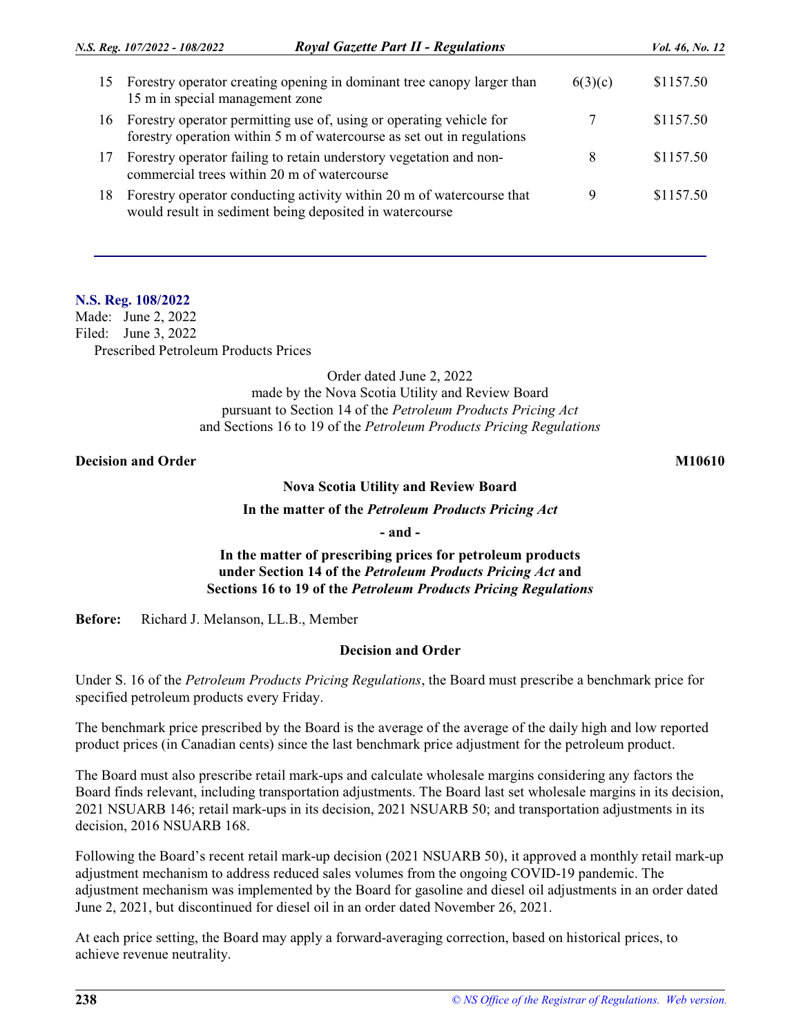| | | | |
|---|---|---|---|
| 15 | Forestry operator creating opening in dominant tree canopy larger than 15 m in special management zone | 6(3)(c) | $1157.50 |
| 16 | Forestry operator permitting use of, using or operating vehicle for forestry operation within 5 m of watercourse as set out in regulations | 7 | $1157.50 |
| 17 | Forestry operator failing to retain understory vegetation and non-commercial trees within 20 m of watercourse | 8 | $1157.50 |
| 18 | Forestry operator conducting activity within 20 m of watercourse that would result in sediment being deposited in watercourse | 9 | $1157.50 |

---

**N.S. Reg. 108/2022**
Made: June 2, 2022
Filed: June 3, 2022
Prescribed Petroleum Products Prices

Order dated June 2, 2022
made by the Nova Scotia Utility and Review Board
pursuant to Section 14 of the *Petroleum Products Pricing Act*
and Sections 16 to 19 of the *Petroleum Products Pricing Regulations*

**Decision and Order** **M10610**

**Nova Scotia Utility and Review Board**

**In the matter of the *Petroleum Products Pricing Act***

**- and -**

**In the matter of prescribing prices for petroleum products under Section 14 of the *Petroleum Products Pricing Act* and Sections 16 to 19 of the *Petroleum Products Pricing Regulations***

**Before:** Richard J. Melanson, LL.B., Member

**Decision and Order**

Under S. 16 of the *Petroleum Products Pricing Regulations*, the Board must prescribe a benchmark price for specified petroleum products every Friday.

The benchmark price prescribed by the Board is the average of the average of the daily high and low reported product prices (in Canadian cents) since the last benchmark price adjustment for the petroleum product.

The Board must also prescribe retail mark-ups and calculate wholesale margins considering any factors the Board finds relevant, including transportation adjustments. The Board last set wholesale margins in its decision, 2021 NSUARB 146; retail mark-ups in its decision, 2021 NSUARB 50; and transportation adjustments in its decision, 2016 NSUARB 168.

Following the Board's recent retail mark-up decision (2021 NSUARB 50), it approved a monthly retail mark-up adjustment mechanism to address reduced sales volumes from the ongoing COVID-19 pandemic. The adjustment mechanism was implemented by the Board for gasoline and diesel oil adjustments in an order dated June 2, 2021, but discontinued for diesel oil in an order dated November 26, 2021.

At each price setting, the Board may apply a forward-averaging correction, based on historical prices, to achieve revenue neutrality.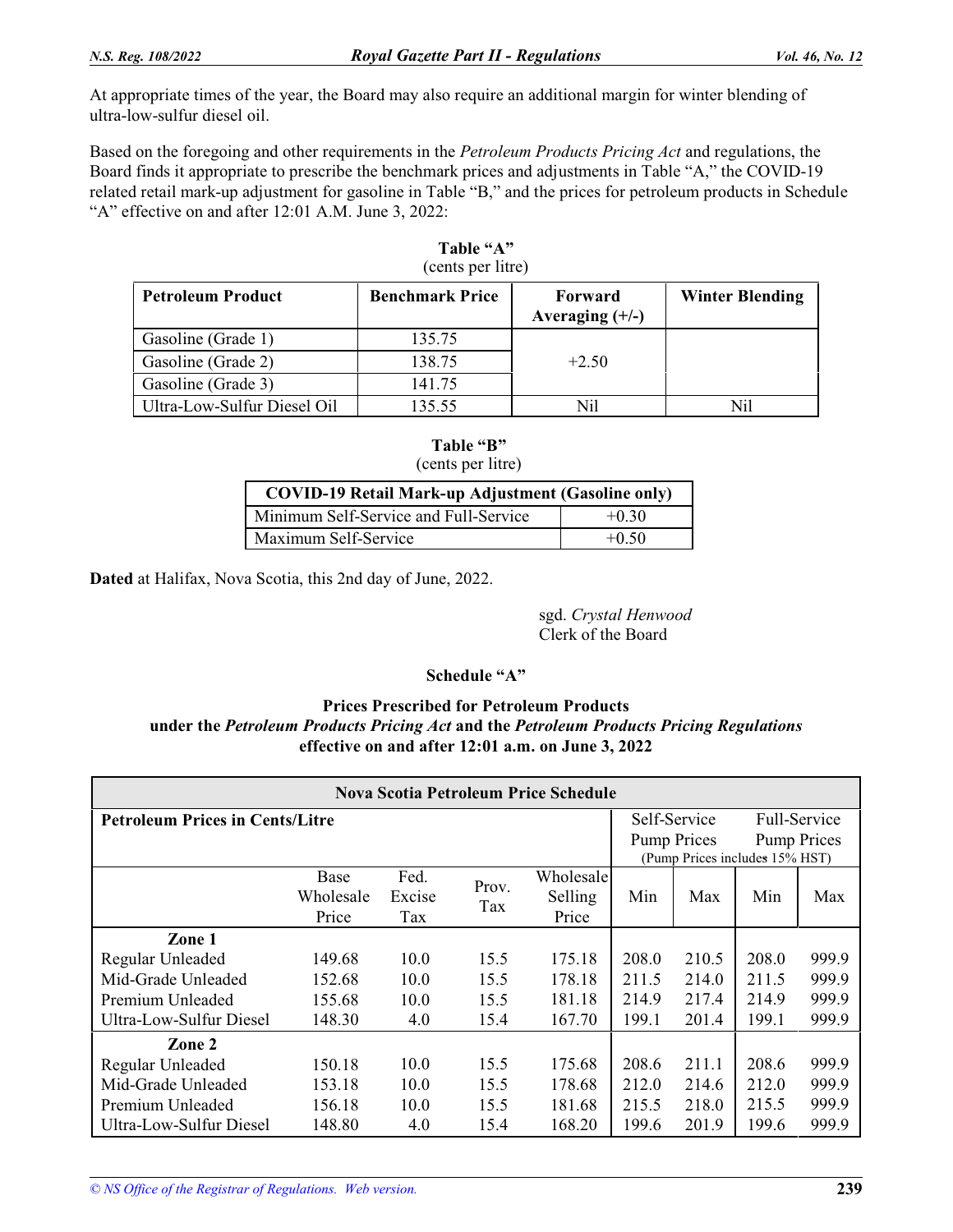At appropriate times of the year, the Board may also require an additional margin for winter blending of ultra-low-sulfur diesel oil.

Based on the foregoing and other requirements in the *Petroleum Products Pricing Act* and regulations, the Board finds it appropriate to prescribe the benchmark prices and adjustments in Table "A," the COVID-19 related retail mark-up adjustment for gasoline in Table "B," and the prices for petroleum products in Schedule "A" effective on and after 12:01 A.M. June 3, 2022:

**Table "A"**
(cents per litre)

| Petroleum Product | Benchmark Price | Forward Averaging (+/-) | Winter Blending |
|---|---|---|---|
| Gasoline (Grade 1) | 135.75 | +2.50 | |
| Gasoline (Grade 2) | 138.75 | | |
| Gasoline (Grade 3) | 141.75 | | |
| Ultra-Low-Sulfur Diesel Oil | 135.55 | Nil | Nil |

**Table "B"**
(cents per litre)

| COVID-19 Retail Mark-up Adjustment (Gasoline only) | |
|---|---|
| Minimum Self-Service and Full-Service | +0.30 |
| Maximum Self-Service | +0.50 |

**Dated** at Halifax, Nova Scotia, this 2nd day of June, 2022.

sgd. *Crystal Henwood*
Clerk of the Board

**Schedule "A"**

**Prices Prescribed for Petroleum Products under the *Petroleum Products Pricing Act* and the *Petroleum Products Pricing Regulations* effective on and after 12:01 a.m. on June 3, 2022**

| Nova Scotia Petroleum Price Schedule | | | | | | | | |
|---|---|---|---|---|---|---|---|---|
| **Petroleum Prices in Cents/Litre** | | | | | Self-Service Pump Prices | | Full-Service Pump Prices | |
| | | | | | (Pump Prices includes 15% HST) | | | |
| | Base Wholesale Price | Fed. Excise Tax | Prov. Tax | Wholesale Selling Price | Min | Max | Min | Max |
| **Zone 1** | | | | | | | | |
| Regular Unleaded | 149.68 | 10.0 | 15.5 | 175.18 | 208.0 | 210.5 | 208.0 | 999.9 |
| Mid-Grade Unleaded | 152.68 | 10.0 | 15.5 | 178.18 | 211.5 | 214.0 | 211.5 | 999.9 |
| Premium Unleaded | 155.68 | 10.0 | 15.5 | 181.18 | 214.9 | 217.4 | 214.9 | 999.9 |
| Ultra-Low-Sulfur Diesel | 148.30 | 4.0 | 15.4 | 167.70 | 199.1 | 201.4 | 199.1 | 999.9 |
| **Zone 2** | | | | | | | | |
| Regular Unleaded | 150.18 | 10.0 | 15.5 | 175.68 | 208.6 | 211.1 | 208.6 | 999.9 |
| Mid-Grade Unleaded | 153.18 | 10.0 | 15.5 | 178.68 | 212.0 | 214.6 | 212.0 | 999.9 |
| Premium Unleaded | 156.18 | 10.0 | 15.5 | 181.68 | 215.5 | 218.0 | 215.5 | 999.9 |
| Ultra-Low-Sulfur Diesel | 148.80 | 4.0 | 15.4 | 168.20 | 199.6 | 201.9 | 199.6 | 999.9 |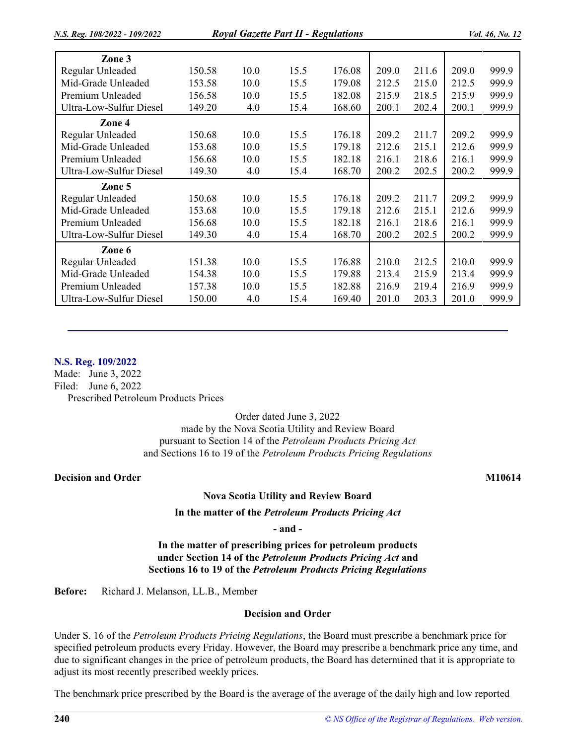| | | | | | | | | |
|---|---|---|---|---|---|---|---|---|
| **Zone 3** | | | | | | | | |
| Regular Unleaded | 150.58 | 10.0 | 15.5 | 176.08 | 209.0 | 211.6 | 209.0 | 999.9 |
| Mid-Grade Unleaded | 153.58 | 10.0 | 15.5 | 179.08 | 212.5 | 215.0 | 212.5 | 999.9 |
| Premium Unleaded | 156.58 | 10.0 | 15.5 | 182.08 | 215.9 | 218.5 | 215.9 | 999.9 |
| Ultra-Low-Sulfur Diesel | 149.20 | 4.0 | 15.4 | 168.60 | 200.1 | 202.4 | 200.1 | 999.9 |
| **Zone 4** | | | | | | | | |
| Regular Unleaded | 150.68 | 10.0 | 15.5 | 176.18 | 209.2 | 211.7 | 209.2 | 999.9 |
| Mid-Grade Unleaded | 153.68 | 10.0 | 15.5 | 179.18 | 212.6 | 215.1 | 212.6 | 999.9 |
| Premium Unleaded | 156.68 | 10.0 | 15.5 | 182.18 | 216.1 | 218.6 | 216.1 | 999.9 |
| Ultra-Low-Sulfur Diesel | 149.30 | 4.0 | 15.4 | 168.70 | 200.2 | 202.5 | 200.2 | 999.9 |
| **Zone 5** | | | | | | | | |
| Regular Unleaded | 150.68 | 10.0 | 15.5 | 176.18 | 209.2 | 211.7 | 209.2 | 999.9 |
| Mid-Grade Unleaded | 153.68 | 10.0 | 15.5 | 179.18 | 212.6 | 215.1 | 212.6 | 999.9 |
| Premium Unleaded | 156.68 | 10.0 | 15.5 | 182.18 | 216.1 | 218.6 | 216.1 | 999.9 |
| Ultra-Low-Sulfur Diesel | 149.30 | 4.0 | 15.4 | 168.70 | 200.2 | 202.5 | 200.2 | 999.9 |
| **Zone 6** | | | | | | | | |
| Regular Unleaded | 151.38 | 10.0 | 15.5 | 176.88 | 210.0 | 212.5 | 210.0 | 999.9 |
| Mid-Grade Unleaded | 154.38 | 10.0 | 15.5 | 179.88 | 213.4 | 215.9 | 213.4 | 999.9 |
| Premium Unleaded | 157.38 | 10.0 | 15.5 | 182.88 | 216.9 | 219.4 | 216.9 | 999.9 |
| Ultra-Low-Sulfur Diesel | 150.00 | 4.0 | 15.4 | 169.40 | 201.0 | 203.3 | 201.0 | 999.9 |

---

## N.S. Reg. 109/2022

Made: June 3, 2022
Filed: June 6, 2022
Prescribed Petroleum Products Prices

Order dated June 3, 2022
made by the Nova Scotia Utility and Review Board
pursuant to Section 14 of the *Petroleum Products Pricing Act*
and Sections 16 to 19 of the *Petroleum Products Pricing Regulations*

**Decision and Order** **M10614**

**Nova Scotia Utility and Review Board**

**In the matter of the *Petroleum Products Pricing Act***

**- and -**

**In the matter of prescribing prices for petroleum products under Section 14 of the *Petroleum Products Pricing Act* and Sections 16 to 19 of the *Petroleum Products Pricing Regulations***

**Before:** Richard J. Melanson, LL.B., Member

**Decision and Order**

Under S. 16 of the *Petroleum Products Pricing Regulations*, the Board must prescribe a benchmark price for specified petroleum products every Friday. However, the Board may prescribe a benchmark price any time, and due to significant changes in the price of petroleum products, the Board has determined that it is appropriate to adjust its most recently prescribed weekly prices.

The benchmark price prescribed by the Board is the average of the average of the daily high and low reported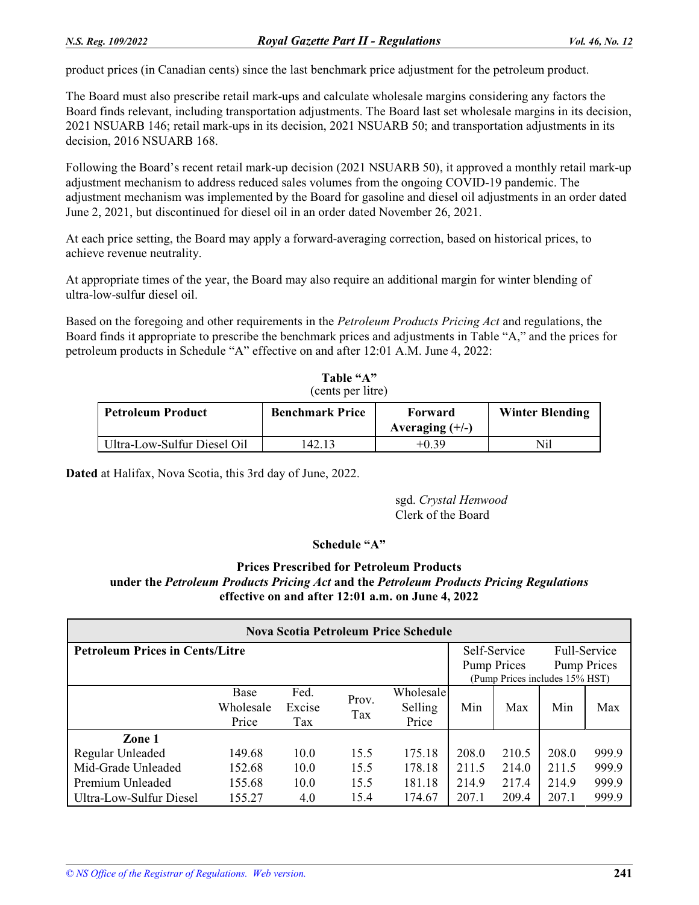product prices (in Canadian cents) since the last benchmark price adjustment for the petroleum product.

The Board must also prescribe retail mark-ups and calculate wholesale margins considering any factors the Board finds relevant, including transportation adjustments. The Board last set wholesale margins in its decision, 2021 NSUARB 146; retail mark-ups in its decision, 2021 NSUARB 50; and transportation adjustments in its decision, 2016 NSUARB 168.

Following the Board's recent retail mark-up decision (2021 NSUARB 50), it approved a monthly retail mark-up adjustment mechanism to address reduced sales volumes from the ongoing COVID-19 pandemic. The adjustment mechanism was implemented by the Board for gasoline and diesel oil adjustments in an order dated June 2, 2021, but discontinued for diesel oil in an order dated November 26, 2021.

At each price setting, the Board may apply a forward-averaging correction, based on historical prices, to achieve revenue neutrality.

At appropriate times of the year, the Board may also require an additional margin for winter blending of ultra-low-sulfur diesel oil.

Based on the foregoing and other requirements in the *Petroleum Products Pricing Act* and regulations, the Board finds it appropriate to prescribe the benchmark prices and adjustments in Table "A," and the prices for petroleum products in Schedule "A" effective on and after 12:01 A.M. June 4, 2022:

**Table "A"**
(cents per litre)

| Petroleum Product | Benchmark Price | Forward Averaging (+/-) | Winter Blending |
|---|---|---|---|
| Ultra-Low-Sulfur Diesel Oil | 142.13 | +0.39 | Nil |

**Dated** at Halifax, Nova Scotia, this 3rd day of June, 2022.

sgd. *Crystal Henwood*
Clerk of the Board

**Schedule "A"**

**Prices Prescribed for Petroleum Products**
**under the *Petroleum Products Pricing Act* and the *Petroleum Products Pricing Regulations***
**effective on and after 12:01 a.m. on June 4, 2022**

| Nova Scotia Petroleum Price Schedule | | | | | | | | |
|---|---|---|---|---|---|---|---|---|
| **Petroleum Prices in Cents/Litre** | | | | | Self-Service Pump Prices (Pump Prices includes 15% HST) | | Full-Service Pump Prices | |
| | Base Wholesale Price | Fed. Excise Tax | Prov. Tax | Wholesale Selling Price | Min | Max | Min | Max |
| **Zone 1** | | | | | | | | |
| Regular Unleaded | 149.68 | 10.0 | 15.5 | 175.18 | 208.0 | 210.5 | 208.0 | 999.9 |
| Mid-Grade Unleaded | 152.68 | 10.0 | 15.5 | 178.18 | 211.5 | 214.0 | 211.5 | 999.9 |
| Premium Unleaded | 155.68 | 10.0 | 15.5 | 181.18 | 214.9 | 217.4 | 214.9 | 999.9 |
| Ultra-Low-Sulfur Diesel | 155.27 | 4.0 | 15.4 | 174.67 | 207.1 | 209.4 | 207.1 | 999.9 |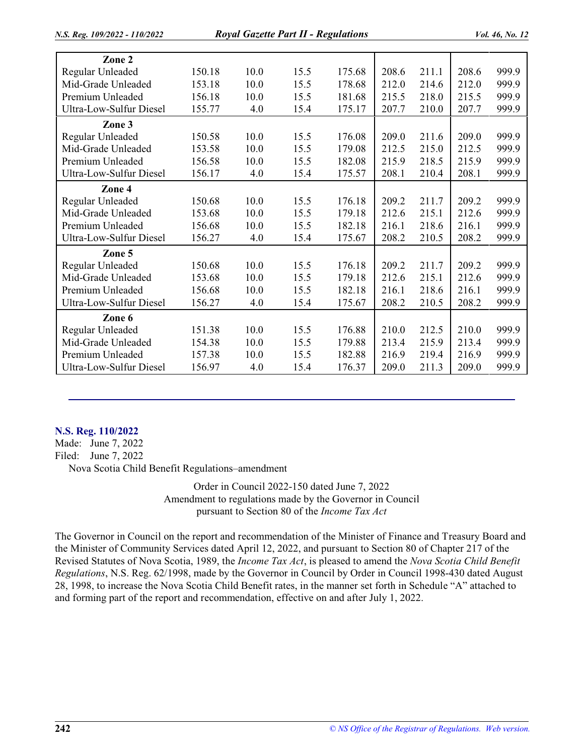| | | | | | | | | |
|---|---|---|---|---|---|---|---|---|
| **Zone 2** | | | | | | | | |
| Regular Unleaded | 150.18 | 10.0 | 15.5 | 175.68 | 208.6 | 211.1 | 208.6 | 999.9 |
| Mid-Grade Unleaded | 153.18 | 10.0 | 15.5 | 178.68 | 212.0 | 214.6 | 212.0 | 999.9 |
| Premium Unleaded | 156.18 | 10.0 | 15.5 | 181.68 | 215.5 | 218.0 | 215.5 | 999.9 |
| Ultra-Low-Sulfur Diesel | 155.77 | 4.0 | 15.4 | 175.17 | 207.7 | 210.0 | 207.7 | 999.9 |
| **Zone 3** | | | | | | | | |
| Regular Unleaded | 150.58 | 10.0 | 15.5 | 176.08 | 209.0 | 211.6 | 209.0 | 999.9 |
| Mid-Grade Unleaded | 153.58 | 10.0 | 15.5 | 179.08 | 212.5 | 215.0 | 212.5 | 999.9 |
| Premium Unleaded | 156.58 | 10.0 | 15.5 | 182.08 | 215.9 | 218.5 | 215.9 | 999.9 |
| Ultra-Low-Sulfur Diesel | 156.17 | 4.0 | 15.4 | 175.57 | 208.1 | 210.4 | 208.1 | 999.9 |
| **Zone 4** | | | | | | | | |
| Regular Unleaded | 150.68 | 10.0 | 15.5 | 176.18 | 209.2 | 211.7 | 209.2 | 999.9 |
| Mid-Grade Unleaded | 153.68 | 10.0 | 15.5 | 179.18 | 212.6 | 215.1 | 212.6 | 999.9 |
| Premium Unleaded | 156.68 | 10.0 | 15.5 | 182.18 | 216.1 | 218.6 | 216.1 | 999.9 |
| Ultra-Low-Sulfur Diesel | 156.27 | 4.0 | 15.4 | 175.67 | 208.2 | 210.5 | 208.2 | 999.9 |
| **Zone 5** | | | | | | | | |
| Regular Unleaded | 150.68 | 10.0 | 15.5 | 176.18 | 209.2 | 211.7 | 209.2 | 999.9 |
| Mid-Grade Unleaded | 153.68 | 10.0 | 15.5 | 179.18 | 212.6 | 215.1 | 212.6 | 999.9 |
| Premium Unleaded | 156.68 | 10.0 | 15.5 | 182.18 | 216.1 | 218.6 | 216.1 | 999.9 |
| Ultra-Low-Sulfur Diesel | 156.27 | 4.0 | 15.4 | 175.67 | 208.2 | 210.5 | 208.2 | 999.9 |
| **Zone 6** | | | | | | | | |
| Regular Unleaded | 151.38 | 10.0 | 15.5 | 176.88 | 210.0 | 212.5 | 210.0 | 999.9 |
| Mid-Grade Unleaded | 154.38 | 10.0 | 15.5 | 179.88 | 213.4 | 215.9 | 213.4 | 999.9 |
| Premium Unleaded | 157.38 | 10.0 | 15.5 | 182.88 | 216.9 | 219.4 | 216.9 | 999.9 |
| Ultra-Low-Sulfur Diesel | 156.97 | 4.0 | 15.4 | 176.37 | 209.0 | 211.3 | 209.0 | 999.9 |

---

## N.S. Reg. 110/2022

Made: June 7, 2022
Filed: June 7, 2022
Nova Scotia Child Benefit Regulations–amendment

Order in Council 2022-150 dated June 7, 2022
Amendment to regulations made by the Governor in Council
pursuant to Section 80 of the *Income Tax Act*

The Governor in Council on the report and recommendation of the Minister of Finance and Treasury Board and the Minister of Community Services dated April 12, 2022, and pursuant to Section 80 of Chapter 217 of the Revised Statutes of Nova Scotia, 1989, the *Income Tax Act*, is pleased to amend the *Nova Scotia Child Benefit Regulations*, N.S. Reg. 62/1998, made by the Governor in Council by Order in Council 1998-430 dated August 28, 1998, to increase the Nova Scotia Child Benefit rates, in the manner set forth in Schedule "A" attached to and forming part of the report and recommendation, effective on and after July 1, 2022.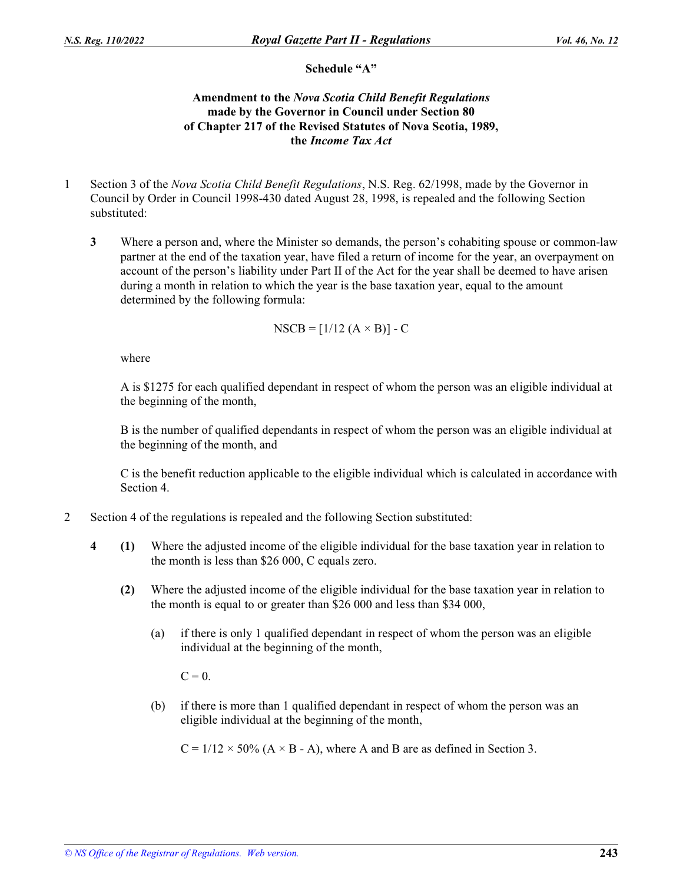**Schedule "A"**

**Amendment to the *Nova Scotia Child Benefit Regulations* made by the Governor in Council under Section 80 of Chapter 217 of the Revised Statutes of Nova Scotia, 1989, the *Income Tax Act***

1 Section 3 of the *Nova Scotia Child Benefit Regulations*, N.S. Reg. 62/1998, made by the Governor in Council by Order in Council 1998-430 dated August 28, 1998, is repealed and the following Section substituted:

**3** Where a person and, where the Minister so demands, the person's cohabiting spouse or common-law partner at the end of the taxation year, have filed a return of income for the year, an overpayment on account of the person's liability under Part II of the Act for the year shall be deemed to have arisen during a month in relation to which the year is the base taxation year, equal to the amount determined by the following formula:

$$NSCB = [1/12 (A \times B)] - C$$

where

A is $1275 for each qualified dependant in respect of whom the person was an eligible individual at the beginning of the month,

B is the number of qualified dependants in respect of whom the person was an eligible individual at the beginning of the month, and

C is the benefit reduction applicable to the eligible individual which is calculated in accordance with Section 4.

2 Section 4 of the regulations is repealed and the following Section substituted:

**4** **(1)** Where the adjusted income of the eligible individual for the base taxation year in relation to the month is less than $26 000, C equals zero.

**(2)** Where the adjusted income of the eligible individual for the base taxation year in relation to the month is equal to or greater than $26 000 and less than $34 000,

(a) if there is only 1 qualified dependant in respect of whom the person was an eligible individual at the beginning of the month,

$C = 0$.

(b) if there is more than 1 qualified dependant in respect of whom the person was an eligible individual at the beginning of the month,

$C = 1/12 \times 50\% (A \times B - A)$, where A and B are as defined in Section 3.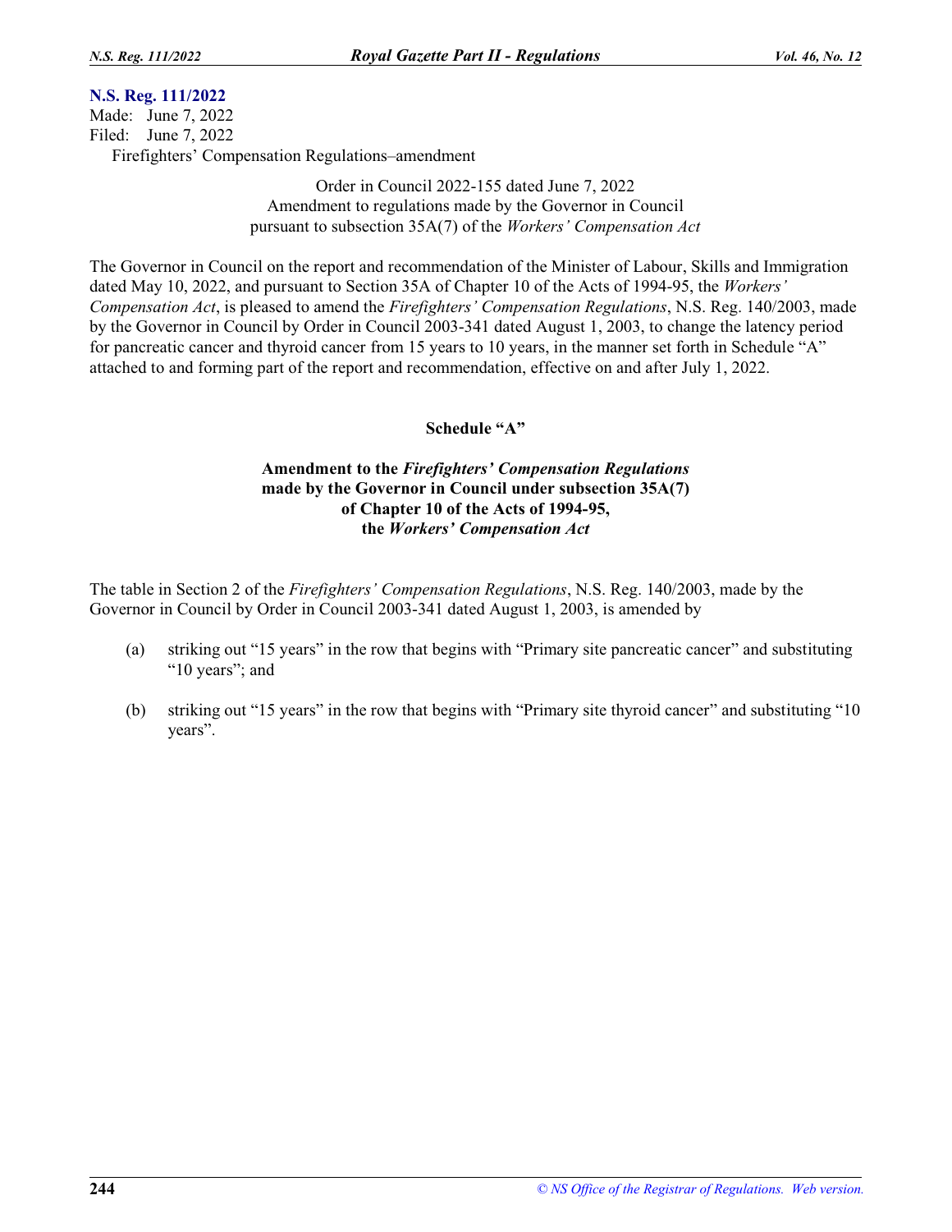## N.S. Reg. 111/2022

Made: June 7, 2022
Filed: June 7, 2022
Firefighters' Compensation Regulations–amendment

Order in Council 2022-155 dated June 7, 2022
Amendment to regulations made by the Governor in Council
pursuant to subsection 35A(7) of the *Workers' Compensation Act*

The Governor in Council on the report and recommendation of the Minister of Labour, Skills and Immigration dated May 10, 2022, and pursuant to Section 35A of Chapter 10 of the Acts of 1994-95, the *Workers' Compensation Act*, is pleased to amend the *Firefighters' Compensation Regulations*, N.S. Reg. 140/2003, made by the Governor in Council by Order in Council 2003-341 dated August 1, 2003, to change the latency period for pancreatic cancer and thyroid cancer from 15 years to 10 years, in the manner set forth in Schedule "A" attached to and forming part of the report and recommendation, effective on and after July 1, 2022.

### Schedule "A"

**Amendment to the *Firefighters' Compensation Regulations* made by the Governor in Council under subsection 35A(7) of Chapter 10 of the Acts of 1994-95, the *Workers' Compensation Act***

The table in Section 2 of the *Firefighters' Compensation Regulations*, N.S. Reg. 140/2003, made by the Governor in Council by Order in Council 2003-341 dated August 1, 2003, is amended by

(a) striking out "15 years" in the row that begins with "Primary site pancreatic cancer" and substituting "10 years"; and

(b) striking out "15 years" in the row that begins with "Primary site thyroid cancer" and substituting "10 years".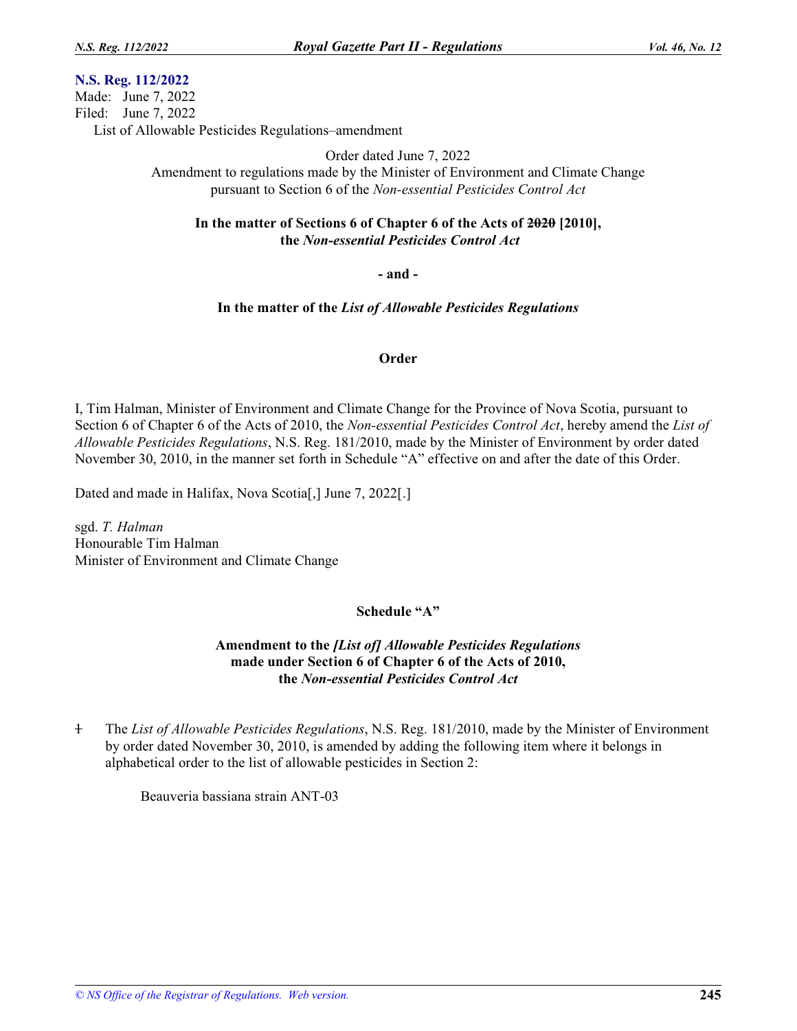**N.S. Reg. 112/2022**
Made: June 7, 2022
Filed: June 7, 2022
List of Allowable Pesticides Regulations–amendment

Order dated June 7, 2022
Amendment to regulations made by the Minister of Environment and Climate Change pursuant to Section 6 of the *Non-essential Pesticides Control Act*

**In the matter of Sections 6 of Chapter 6 of the Acts of ~~2020~~ [2010], the *Non-essential Pesticides Control Act***

**- and -**

**In the matter of the *List of Allowable Pesticides Regulations***

**Order**

I, Tim Halman, Minister of Environment and Climate Change for the Province of Nova Scotia, pursuant to Section 6 of Chapter 6 of the Acts of 2010, the *Non-essential Pesticides Control Act*, hereby amend the *List of Allowable Pesticides Regulations*, N.S. Reg. 181/2010, made by the Minister of Environment by order dated November 30, 2010, in the manner set forth in Schedule "A" effective on and after the date of this Order.

Dated and made in Halifax, Nova Scotia[,] June 7, 2022[.]

sgd. *T. Halman*
Honourable Tim Halman
Minister of Environment and Climate Change

**Schedule "A"**

**Amendment to the *[List of] Allowable Pesticides Regulations* made under Section 6 of Chapter 6 of the Acts of 2010, the *Non-essential Pesticides Control Act***

~~1~~ The *List of Allowable Pesticides Regulations*, N.S. Reg. 181/2010, made by the Minister of Environment by order dated November 30, 2010, is amended by adding the following item where it belongs in alphabetical order to the list of allowable pesticides in Section 2:

Beauveria bassiana strain ANT-03